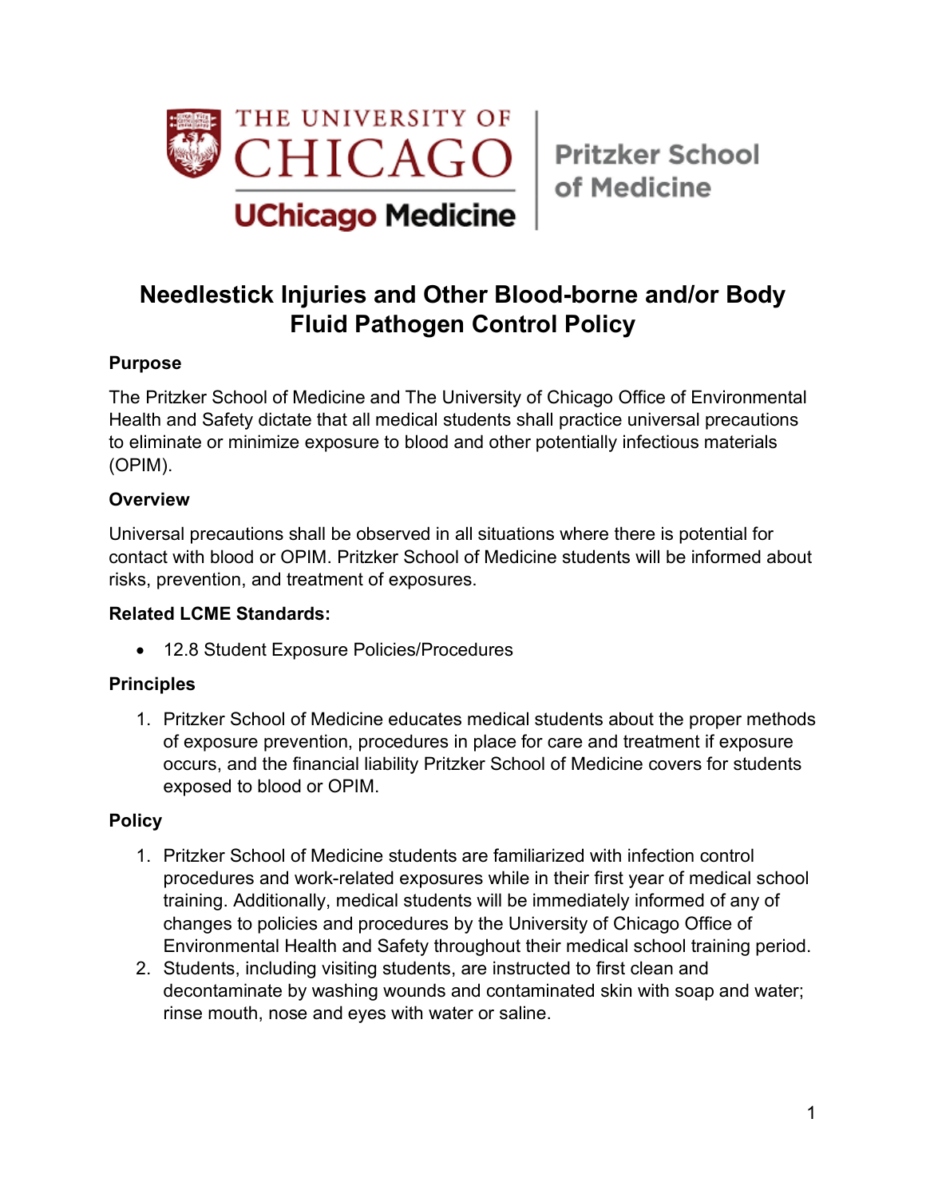# Needlestick Injuries and Other Blood-borne and/or Body Fluid Pathogen Control Policy

## Purpose

The Pritzker School of Medicine and The University of Chicago Office of Environmental Health and Safety dictate that all medical students shall practice universal precautions to eliminate or minimize exposure to blood and other potentially infectious materials (OPIM).

## Overview

Universal precautions shall be observed in all situations where there is potential for contact with blood or OPIM. Pritzker School of Medicine students will be informed about risks, prevention, and treatment of exposures.

## Related LCME Standards:

- 12.8 Student Exposure Policies/Procedures

## Principles

1. Pritzker School of Medicine educates medical students about the proper methods of exposure prevention, procedures in place for care and treatment if exposure occurs, and the financial liability Pritzker School of Medicine covers for students exposed to blood or OPIM.

## Policy

1. Pritzker School of Medicine students are familiarized with infection control procedures and work-related exposures while in their first year of medical school training. Additionally, medical students will be immediately informed of any of changes to policies and procedures by the University of Chicago Office of Environmental Health and Safety throughout their medical school training period.
2. Students, including visiting students, are instructed to first clean and decontaminate by washing wounds and contaminated skin with soap and water; rinse mouth, nose and eyes with water or saline.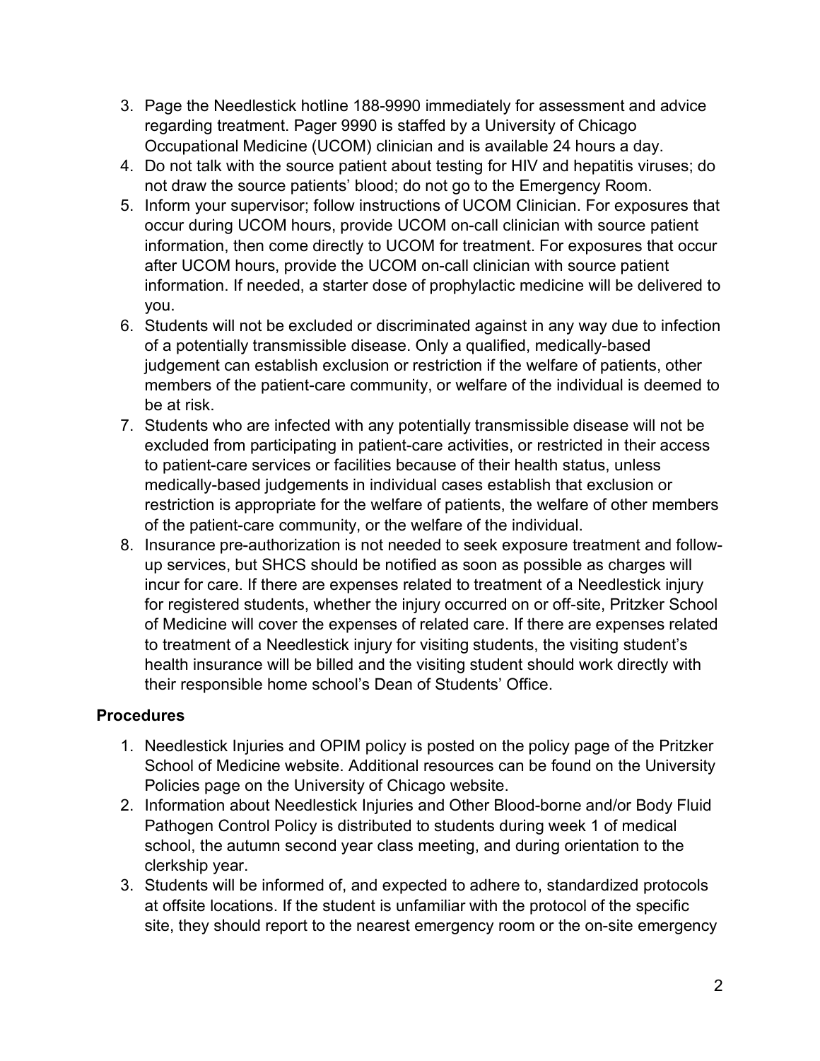3. Page the Needlestick hotline 188-9990 immediately for assessment and advice regarding treatment. Pager 9990 is staffed by a University of Chicago Occupational Medicine (UCOM) clinician and is available 24 hours a day.
4. Do not talk with the source patient about testing for HIV and hepatitis viruses; do not draw the source patients' blood; do not go to the Emergency Room.
5. Inform your supervisor; follow instructions of UCOM Clinician. For exposures that occur during UCOM hours, provide UCOM on-call clinician with source patient information, then come directly to UCOM for treatment. For exposures that occur after UCOM hours, provide the UCOM on-call clinician with source patient information. If needed, a starter dose of prophylactic medicine will be delivered to you.
6. Students will not be excluded or discriminated against in any way due to infection of a potentially transmissible disease. Only a qualified, medically-based judgement can establish exclusion or restriction if the welfare of patients, other members of the patient-care community, or welfare of the individual is deemed to be at risk.
7. Students who are infected with any potentially transmissible disease will not be excluded from participating in patient-care activities, or restricted in their access to patient-care services or facilities because of their health status, unless medically-based judgements in individual cases establish that exclusion or restriction is appropriate for the welfare of patients, the welfare of other members of the patient-care community, or the welfare of the individual.
8. Insurance pre-authorization is not needed to seek exposure treatment and follow-up services, but SHCS should be notified as soon as possible as charges will incur for care. If there are expenses related to treatment of a Needlestick injury for registered students, whether the injury occurred on or off-site, Pritzker School of Medicine will cover the expenses of related care. If there are expenses related to treatment of a Needlestick injury for visiting students, the visiting student's health insurance will be billed and the visiting student should work directly with their responsible home school's Dean of Students' Office.

**Procedures**

1. Needlestick Injuries and OPIM policy is posted on the policy page of the Pritzker School of Medicine website. Additional resources can be found on the University Policies page on the University of Chicago website.
2. Information about Needlestick Injuries and Other Blood-borne and/or Body Fluid Pathogen Control Policy is distributed to students during week 1 of medical school, the autumn second year class meeting, and during orientation to the clerkship year.
3. Students will be informed of, and expected to adhere to, standardized protocols at offsite locations. If the student is unfamiliar with the protocol of the specific site, they should report to the nearest emergency room or the on-site emergency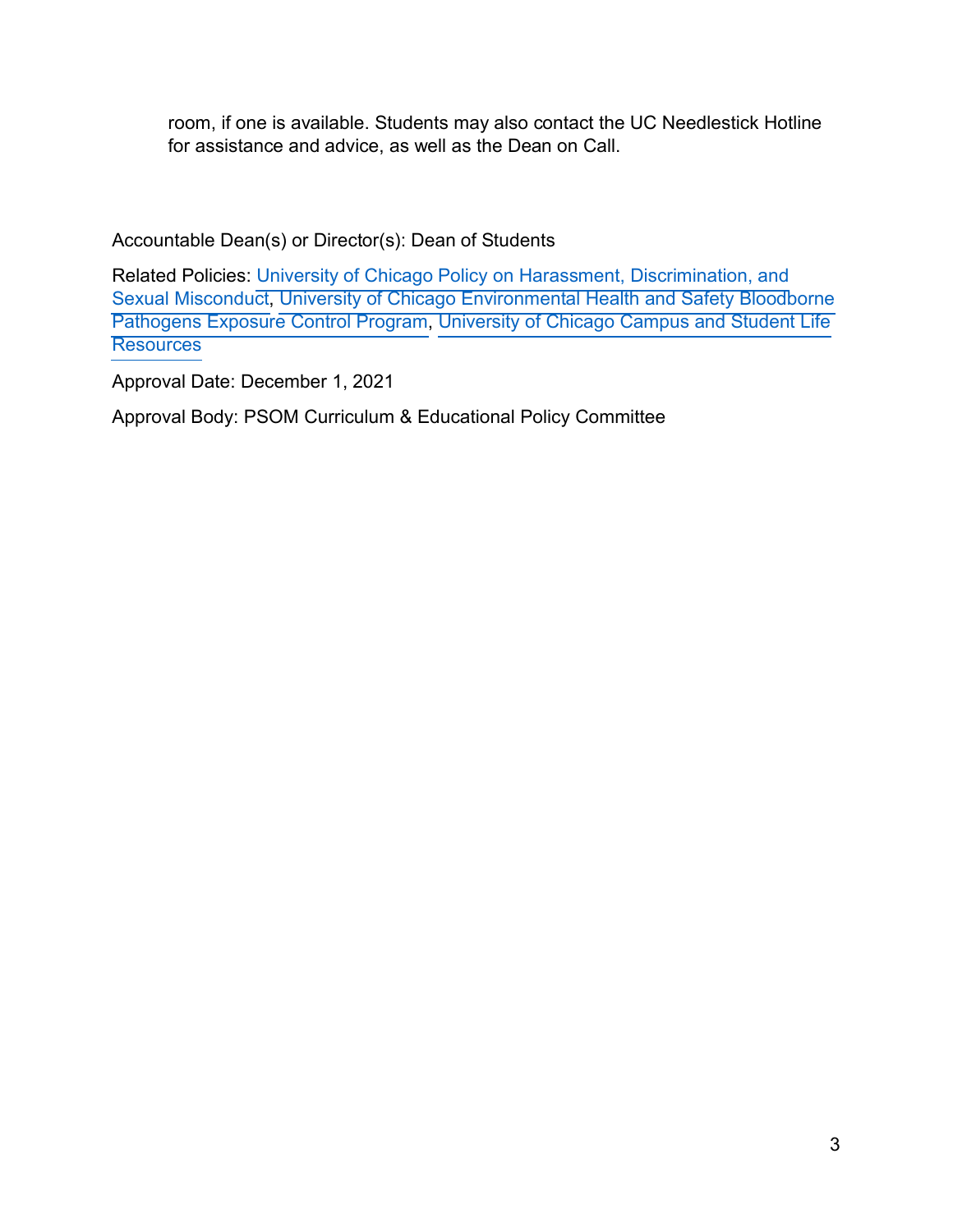room, if one is available. Students may also contact the UC Needlestick Hotline for assistance and advice, as well as the Dean on Call.

Accountable Dean(s) or Director(s): Dean of Students

Related Policies: University of Chicago Policy on Harassment, Discrimination, and Sexual Misconduct, University of Chicago Environmental Health and Safety Bloodborne Pathogens Exposure Control Program, University of Chicago Campus and Student Life Resources

Approval Date: December 1, 2021

Approval Body: PSOM Curriculum & Educational Policy Committee